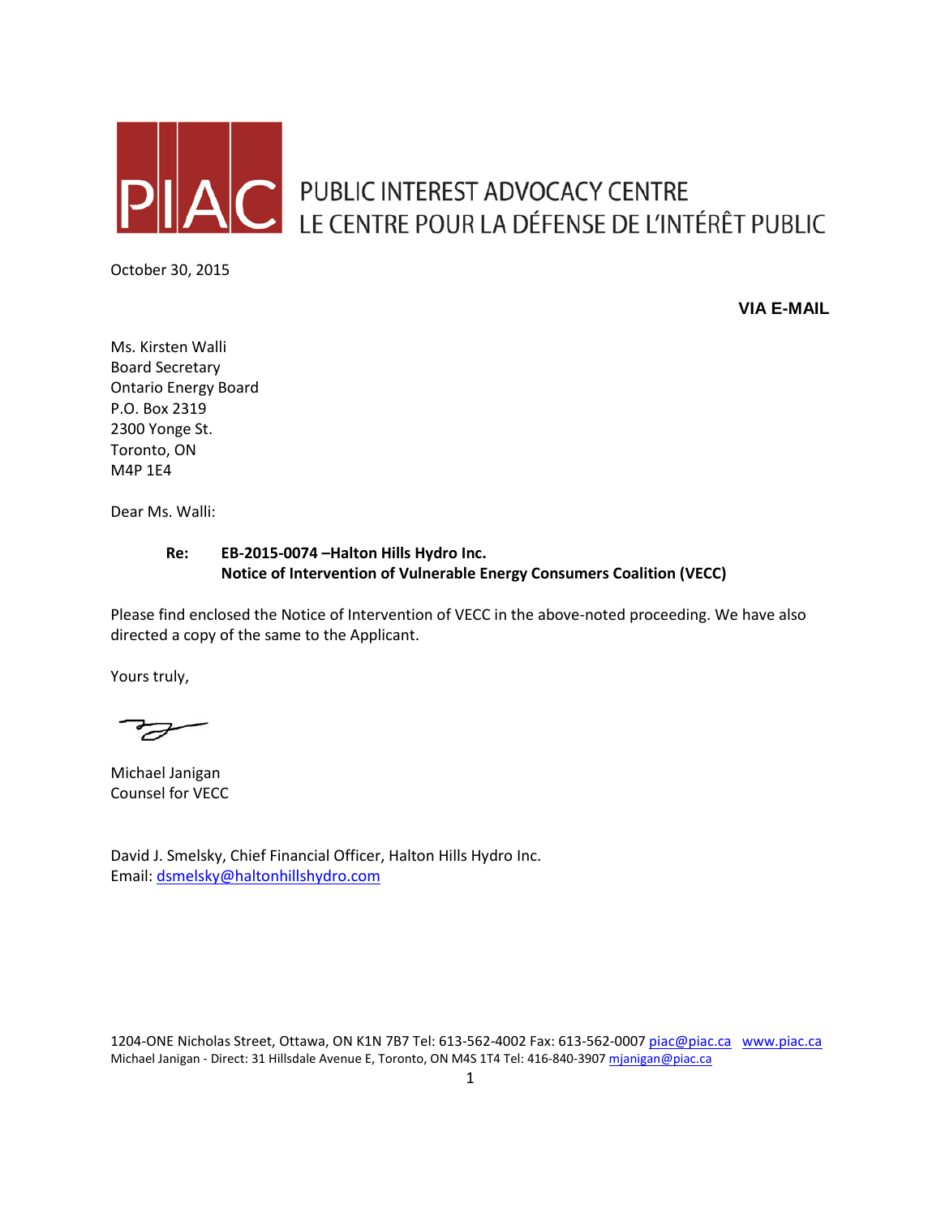PIAC PUBLIC INTEREST ADVOCACY CENTRE
LE CENTRE POUR LA DÉFENSE DE L'INTÉRÊT PUBLIC

October 30, 2015

**VIA E-MAIL**

Ms. Kirsten Walli
Board Secretary
Ontario Energy Board
P.O. Box 2319
2300 Yonge St.
Toronto, ON
M4P 1E4

Dear Ms. Walli:

**Re: EB-2015-0074 –Halton Hills Hydro Inc.**
**Notice of Intervention of Vulnerable Energy Consumers Coalition (VECC)**

Please find enclosed the Notice of Intervention of VECC in the above-noted proceeding. We have also directed a copy of the same to the Applicant.

Yours truly,

Michael Janigan
Counsel for VECC

David J. Smelsky, Chief Financial Officer, Halton Hills Hydro Inc.
Email: dsmelsky@haltonhillshydro.com

1204-ONE Nicholas Street, Ottawa, ON K1N 7B7 Tel: 613-562-4002 Fax: 613-562-0007 piac@piac.ca www.piac.ca
Michael Janigan - Direct: 31 Hillsdale Avenue E, Toronto, ON M4S 1T4 Tel: 416-840-3907 mjanigan@piac.ca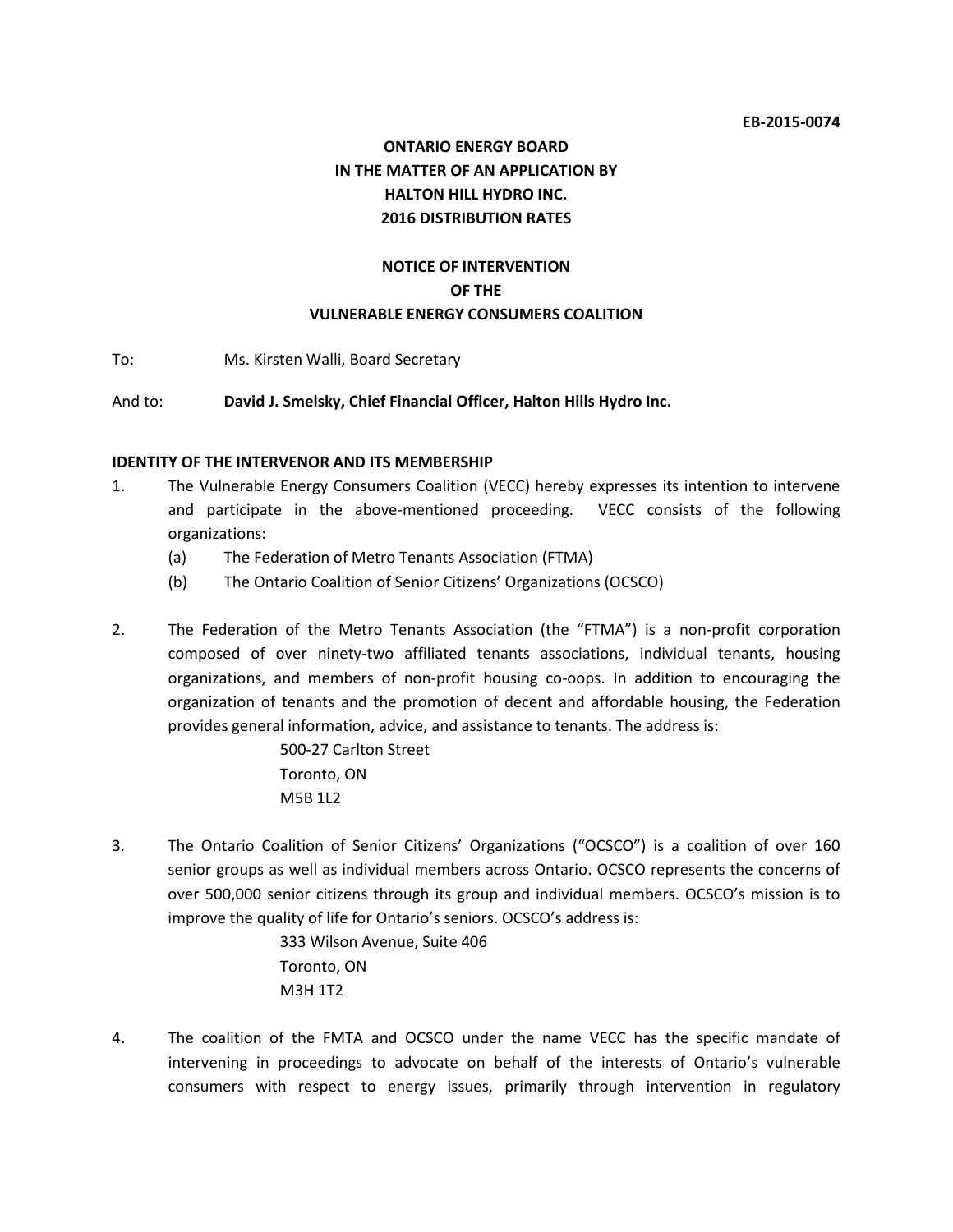EB-2015-0074

**ONTARIO ENERGY BOARD**
**IN THE MATTER OF AN APPLICATION BY**
**HALTON HILL HYDRO INC.**
**2016 DISTRIBUTION RATES**

**NOTICE OF INTERVENTION**
**OF THE**
**VULNERABLE ENERGY CONSUMERS COALITION**

To: Ms. Kirsten Walli, Board Secretary

And to: **David J. Smelsky, Chief Financial Officer, Halton Hills Hydro Inc.**

**IDENTITY OF THE INTERVENOR AND ITS MEMBERSHIP**

1. The Vulnerable Energy Consumers Coalition (VECC) hereby expresses its intention to intervene and participate in the above-mentioned proceeding. VECC consists of the following organizations:
   (a) The Federation of Metro Tenants Association (FTMA)
   (b) The Ontario Coalition of Senior Citizens' Organizations (OCSCO)

2. The Federation of the Metro Tenants Association (the "FTMA") is a non-profit corporation composed of over ninety-two affiliated tenants associations, individual tenants, housing organizations, and members of non-profit housing co-oops. In addition to encouraging the organization of tenants and the promotion of decent and affordable housing, the Federation provides general information, advice, and assistance to tenants. The address is:

   500-27 Carlton Street
   Toronto, ON
   M5B 1L2

3. The Ontario Coalition of Senior Citizens' Organizations ("OCSCO") is a coalition of over 160 senior groups as well as individual members across Ontario. OCSCO represents the concerns of over 500,000 senior citizens through its group and individual members. OCSCO's mission is to improve the quality of life for Ontario's seniors. OCSCO's address is:

   333 Wilson Avenue, Suite 406
   Toronto, ON
   M3H 1T2

4. The coalition of the FMTA and OCSCO under the name VECC has the specific mandate of intervening in proceedings to advocate on behalf of the interests of Ontario's vulnerable consumers with respect to energy issues, primarily through intervention in regulatory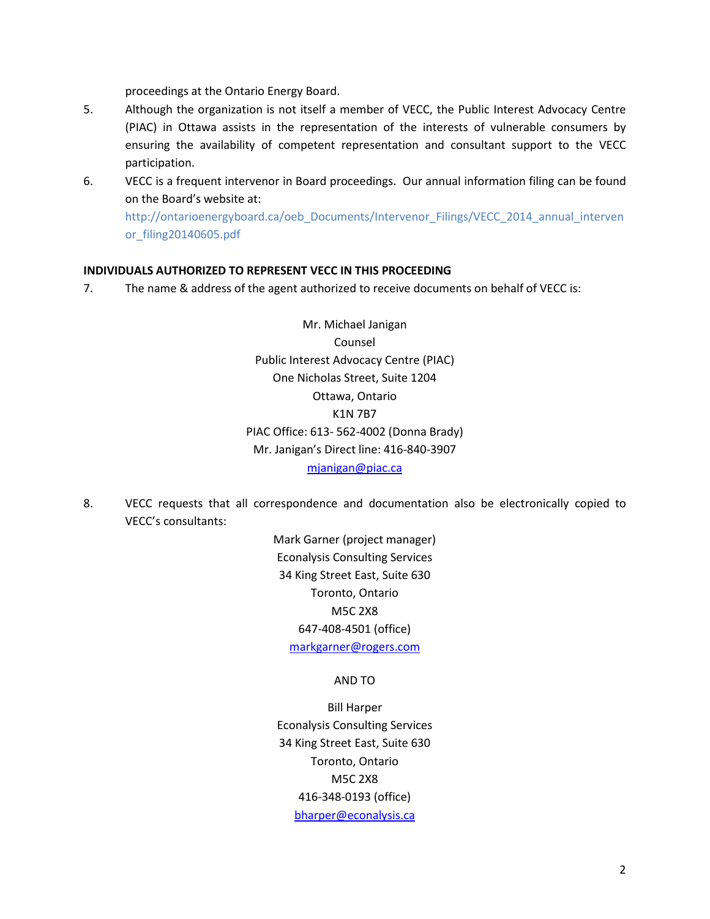proceedings at the Ontario Energy Board.

5. Although the organization is not itself a member of VECC, the Public Interest Advocacy Centre (PIAC) in Ottawa assists in the representation of the interests of vulnerable consumers by ensuring the availability of competent representation and consultant support to the VECC participation.

6. VECC is a frequent intervenor in Board proceedings. Our annual information filing can be found on the Board's website at: http://ontarioenergyboard.ca/oeb_Documents/Intervenor_Filings/VECC_2014_annual_intervenor_filing20140605.pdf

**INDIVIDUALS AUTHORIZED TO REPRESENT VECC IN THIS PROCEEDING**

7. The name & address of the agent authorized to receive documents on behalf of VECC is:

Mr. Michael Janigan
Counsel
Public Interest Advocacy Centre (PIAC)
One Nicholas Street, Suite 1204
Ottawa, Ontario
K1N 7B7
PIAC Office: 613- 562-4002 (Donna Brady)
Mr. Janigan's Direct line: 416-840-3907
mjanigan@piac.ca

8. VECC requests that all correspondence and documentation also be electronically copied to VECC's consultants:

Mark Garner (project manager)
Econalysis Consulting Services
34 King Street East, Suite 630
Toronto, Ontario
M5C 2X8
647-408-4501 (office)
markgarner@rogers.com

AND TO

Bill Harper
Econalysis Consulting Services
34 King Street East, Suite 630
Toronto, Ontario
M5C 2X8
416-348-0193 (office)
bharper@econalysis.ca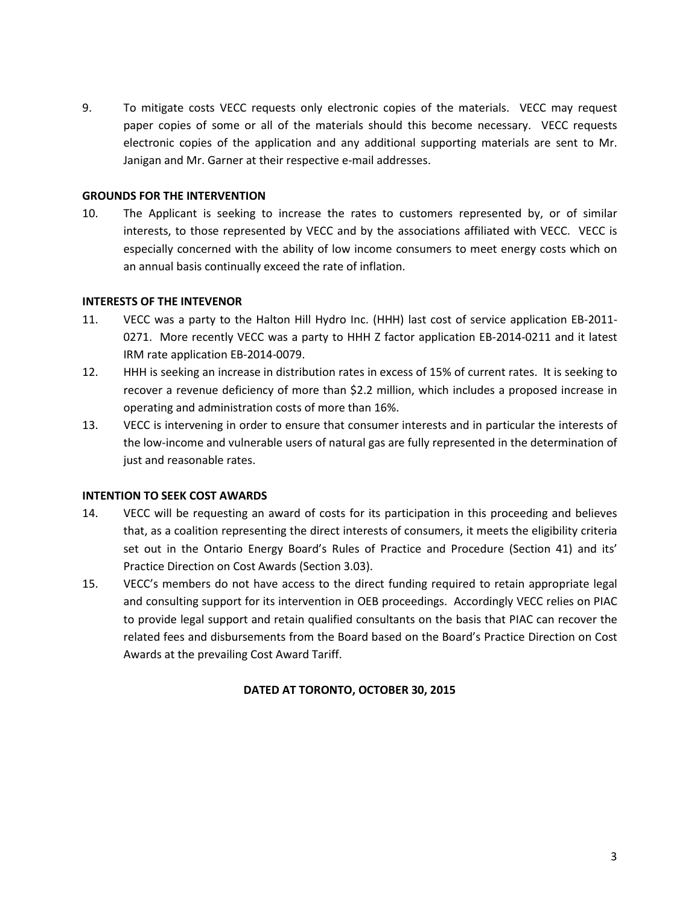9. To mitigate costs VECC requests only electronic copies of the materials. VECC may request paper copies of some or all of the materials should this become necessary. VECC requests electronic copies of the application and any additional supporting materials are sent to Mr. Janigan and Mr. Garner at their respective e-mail addresses.

**GROUNDS FOR THE INTERVENTION**

10. The Applicant is seeking to increase the rates to customers represented by, or of similar interests, to those represented by VECC and by the associations affiliated with VECC. VECC is especially concerned with the ability of low income consumers to meet energy costs which on an annual basis continually exceed the rate of inflation.

**INTERESTS OF THE INTEVENOR**

11. VECC was a party to the Halton Hill Hydro Inc. (HHH) last cost of service application EB-2011-0271. More recently VECC was a party to HHH Z factor application EB-2014-0211 and it latest IRM rate application EB-2014-0079.
12. HHH is seeking an increase in distribution rates in excess of 15% of current rates. It is seeking to recover a revenue deficiency of more than $2.2 million, which includes a proposed increase in operating and administration costs of more than 16%.
13. VECC is intervening in order to ensure that consumer interests and in particular the interests of the low-income and vulnerable users of natural gas are fully represented in the determination of just and reasonable rates.

**INTENTION TO SEEK COST AWARDS**

14. VECC will be requesting an award of costs for its participation in this proceeding and believes that, as a coalition representing the direct interests of consumers, it meets the eligibility criteria set out in the Ontario Energy Board's Rules of Practice and Procedure (Section 41) and its' Practice Direction on Cost Awards (Section 3.03).
15. VECC's members do not have access to the direct funding required to retain appropriate legal and consulting support for its intervention in OEB proceedings. Accordingly VECC relies on PIAC to provide legal support and retain qualified consultants on the basis that PIAC can recover the related fees and disbursements from the Board based on the Board's Practice Direction on Cost Awards at the prevailing Cost Award Tariff.

**DATED AT TORONTO, OCTOBER 30, 2015**